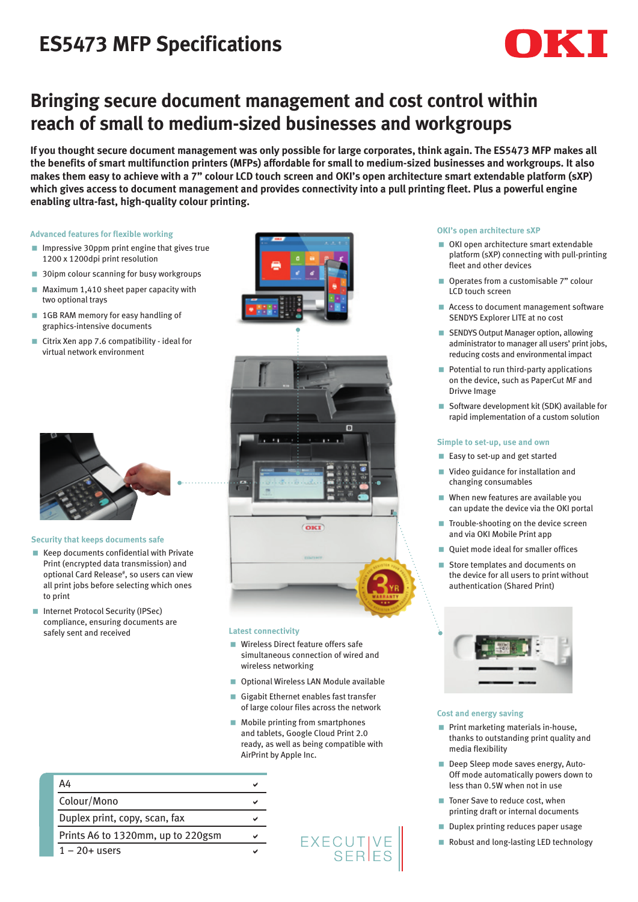# ES5473 MFP Specifications

## Bringing secure document management and cost control within reach of small to medium-sized businesses and workgroups

**If you thought secure document management was only possible for large corporates, think again. The ES5473 MFP makes all the benefits of smart multifunction printers (MFPs) affordable for small to medium-sized businesses and workgroups. It also makes them easy to achieve with a 7" colour LCD touch screen and OKI's open architecture smart extendable platform (sXP) which gives access to document management and provides connectivity into a pull printing fleet. Plus a powerful engine enabling ultra-fast, high-quality colour printing.**

### Advanced features for flexible working

- Impressive 30ppm print engine that gives true 1200 x 1200dpi print resolution
- 30ipm colour scanning for busy workgroups
- Maximum 1,410 sheet paper capacity with two optional trays
- 1GB RAM memory for easy handling of graphics-intensive documents
- Citrix Xen app 7.6 compatibility - ideal for virtual network environment

### Security that keeps documents safe

- Keep documents confidential with Private Print (encrypted data transmission) and optional Card Release#, so users can view all print jobs before selecting which ones to print
- Internet Protocol Security (IPSec) compliance, ensuring documents are safely sent and received

### Latest connectivity

- Wireless Direct feature offers safe simultaneous connection of wired and wireless networking
- Optional Wireless LAN Module available
- Gigabit Ethernet enables fast transfer of large colour files across the network
- Mobile printing from smartphones and tablets, Google Cloud Print 2.0 ready, as well as being compatible with AirPrint by Apple Inc.

### OKI's open architecture sXP

- OKI open architecture smart extendable platform (sXP) connecting with pull-printing fleet and other devices
- Operates from a customisable 7" colour LCD touch screen
- Access to document management software SENDYS Explorer LITE at no cost
- SENDYS Output Manager option, allowing administrator to manager all users' print jobs, reducing costs and environmental impact
- Potential to run third-party applications on the device, such as PaperCut MF and Drivve Image
- Software development kit (SDK) available for rapid implementation of a custom solution

### Simple to set-up, use and own

- Easy to set-up and get started
- Video guidance for installation and changing consumables
- When new features are available you can update the device via the OKI portal
- Trouble-shooting on the device screen and via OKI Mobile Print app
- Quiet mode ideal for smaller offices
- Store templates and documents on the device for all users to print without authentication (Shared Print)

### Cost and energy saving

- Print marketing materials in-house, thanks to outstanding print quality and media flexibility
- Deep Sleep mode saves energy, Auto-Off mode automatically powers down to less than 0.5W when not in use
- Toner Save to reduce cost, when printing draft or internal documents
- Duplex printing reduces paper usage
- Robust and long-lasting LED technology

| Feature | |
|---|---|
| A4 | ✔ |
| Colour/Mono | ✔ |
| Duplex print, copy, scan, fax | ✔ |
| Prints A6 to 1320mm, up to 220gsm | ✔ |
| 1 – 20+ users | ✔ |

EXECUTIVE SERIES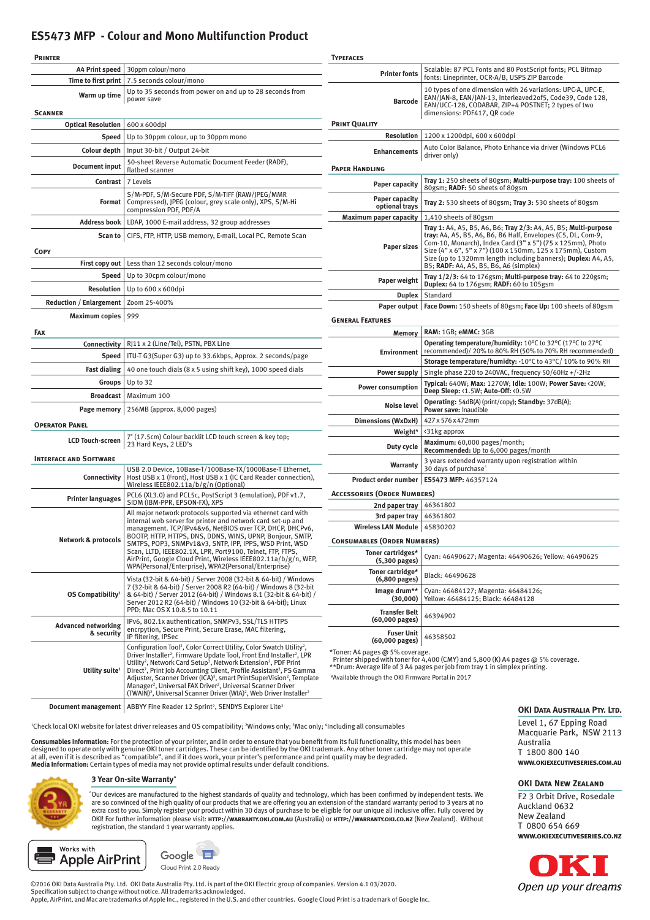# ES5473 MFP - Colour and Mono Multifunction Product

### Printer

| | |
|---|---|
| A4 Print speed | 30ppm colour/mono |
| Time to first print | 7.5 seconds colour/mono |
| Warm up time | Up to 35 seconds from power on and up to 28 seconds from power save |

### Scanner

| | |
|---|---|
| Optical Resolution | 600 x 600dpi |
| Speed | Up to 30ppm colour, up to 30ppm mono |
| Colour depth | Input 30-bit / Output 24-bit |
| Document input | 50-sheet Reverse Automatic Document Feeder (RADF), flatbed scanner |
| Contrast | 7 Levels |
| Format | S/M-PDF, S/M-Secure PDF, S/M-TIFF (RAW/JPEG/MMR Compressed), JPEG (colour, grey scale only), XPS, S/M-Hi compression PDF, PDF/A |
| Address book | LDAP, 1000 E-mail address, 32 group addresses |
| Scan to | CIFS, FTP, HTTP, USB memory, E-mail, Local PC, Remote Scan |

### Copy

| | |
|---|---|
| First copy out | Less than 12 seconds colour/mono |
| Speed | Up to 30cpm colour/mono |
| Resolution | Up to 600 x 600dpi |
| Reduction / Enlargement | Zoom 25-400% |
| Maximum copies | 999 |

### Fax

| | |
|---|---|
| Connectivity | RJ11 x 2 (Line/Tel), PSTN, PBX Line |
| Speed | ITU-T G3(Super G3) up to 33.6kbps, Approx. 2 seconds/page |
| Fast dialing | 40 one touch dials (8 x 5 using shift key), 1000 speed dials |
| Groups | Up to 32 |
| Broadcast | Maximum 100 |
| Page memory | 256MB (approx. 8,000 pages) |

### Operator Panel

| | |
|---|---|
| LCD Touch-screen | 7' (17.5cm) Colour backlit LCD touch screen & key top; 23 Hard Keys, 2 LED's |

### Interface and Software

| | |
|---|---|
| Connectivity | USB 2.0 Device, 10Base-T/100Base-TX/1000Base-T Ethernet, Host USB x 1 (Front), Host USB x 1 (IC Card Reader connection), Wireless IEEE802.11a/b/g/n (Optional) |
| Printer languages | PCL6 (XL3.0) and PCL5c, PostScript 3 (emulation), PDF v1.7, SIDM (IBM-PPR, EPSON-FX), XPS |
| Network & protocols | All major network protocols supported via ethernet card with internal web server for printer and network card set-up and management. TCP/IPv4&v6, NetBIOS over TCP, DHCP, DHCPv6, BOOTP, HTTP, HTTPS, DNS, DDNS, WINS, UPNP, Bonjour, SMTP, SMTPS, POP3, SNMPv1&v3, SNTP, IPP, IPPS, WSD Print, WSD Scan, LLTD, IEEE802.1X, LPR, Port9100, Telnet, FTP, FTPS, AirPrint, Google Cloud Print, Wireless IEEE802.11a/b/g/n, WEP, WPA(Personal/Enterprise), WPA2(Personal/Enterprise) |
| OS Compatibility[1] | Vista (32-bit & 64-bit) / Server 2008 (32-bit & 64-bit) / Windows 7 (32-bit & 64-bit) / Server 2008 R2 (64-bit) / Windows 8 (32-bit & 64-bit) / Server 2012 (64-bit) / Windows 8.1 (32-bit & 64-bit) / Server 2012 R2 (64-bit) / Windows 10 (32-bit & 64-bit); Linux PPD; Mac OS X 10.8.5 to 10.11 |
| Advanced networking & security | IPv6, 802.1x authentication, SNMPv3, SSL/TLS HTTPS encrpytion, Secure Print, Secure Erase, MAC filtering, IP filtering, IPSec |
| Utility suite[1] | Configuration Tool[2], Color Correct Utility, Color Swatch Utility[2], Driver Installer[2], Firmware Update Tool, Front End Installer[2], LPR Utility[2], Network Card Setup[3], Network Extension[2], PDF Print Direct[2], Print Job Accounting Client, Profile Assistant[3], PS Gamma Adjuster, Scanner Driver (ICA)[3], smart PrintSuperVision[2], Template Manager[2], Universal FAX Driver[2], Universal Scanner Driver (TWAIN)[2], Universal Scanner Driver (WIA)[2], Web Driver Installer[2] |
| Document management | ABBYY Fine Reader 12 Sprint[2], SENDYS Explorer Lite[2] |

### Typefaces

| | |
|---|---|
| Printer fonts | Scalable: 87 PCL Fonts and 80 PostScript fonts; PCL Bitmap fonts: Lineprinter, OCR-A/B, USPS ZIP Barcode |
| Barcode | 10 types of one dimension with 26 variations: UPC-A, UPC-E, EAN/JAN-8, EAN/JAN-13, Interleaved2of5, Code39, Code 128, EAN/UCC-128, CODABAR, ZIP+4 POSTNET; 2 types of two dimensions: PDF417, QR code |

### Print Quality

| | |
|---|---|
| Resolution | 1200 x 1200dpi, 600 x 600dpi |
| Enhancements | Auto Color Balance, Photo Enhance via driver (Windows PCL6 driver only) |

### Paper Handling

| | |
|---|---|
| Paper capacity | **Tray 1:** 250 sheets of 80gsm; **Multi-purpose tray:** 100 sheets of 80gsm; **RADF:** 50 sheets of 80gsm |
| Paper capacity optional trays | **Tray 2:** 530 sheets of 80gsm; **Tray 3:** 530 sheets of 80gsm |
| Maximum paper capacity | 1,410 sheets of 80gsm |
| Paper sizes | **Tray 1:** A4, A5, B5, A6, B6; **Tray 2/3:** A4, A5, B5; **Multi-purpose tray:** A4, A5, B5, A6, B6, B6 Half, Envelopes (C5, DL, Com-9, Com-10, Monarch), Index Card (3" x 5") (75 x 125mm), Photo Size (4" x 6", 5" x 7") (100 x 150mm, 125 x 175mm), Custom Size (up to 1320mm length including banners); **Duplex:** A4, A5, B5; **RADF:** A4, A5, B5, B6, A6 (simplex) |
| Paper weight | **Tray 1/2/3:** 64 to 176gsm; **Multi-purpose tray:** 64 to 220gsm; **Duplex:** 64 to 176gsm; **RADF:** 60 to 105gsm |
| Duplex | Standard |
| Paper output | **Face Down:** 150 sheets of 80gsm; **Face Up:** 100 sheets of 80gsm |

### General Features

| | |
|---|---|
| Memory | **RAM:** 1GB; **eMMC:** 3GB |
| Environment | **Operating temperature/humidity:** 10°C to 32°C (17°C to 27°C recommended)/ 20% to 80% RH (50% to 70% RH recommended) |
| | **Storage temperature/humidity:** -10°C to 43°C/ 10% to 90% RH |
| Power supply | Single phase 220 to 240VAC, frequency 50/60Hz +/-2Hz |
| Power consumption | **Typical:** 640W; **Max:** 1270W; **Idle:** 100W; **Power Save:** <20W; **Deep Sleep:** <1.5W; **Auto-Off:** <0.5W |
| Noise level | **Operating:** 54dB(A) (print/copy); **Standby:** 37dB(A); **Power save:** Inaudible |
| Dimensions (WxDxH) | 427 x 576 x 472mm |
| Weight[4] | <31kg approx |
| Duty cycle | **Maximum:** 60,000 pages/month; **Recommended:** Up to 6,000 pages/month |
| Warranty | 3 years extended warranty upon registration within 30 days of purchase^ |
| Product order number | **ES5473 MFP:** 46357124 |

### Accessories (Order Numbers)

| | |
|---|---|
| 2nd paper tray | 46361802 |
| 3rd paper tray | 46361802 |
| Wireless LAN Module | 45830202 |

### Consumables (Order Numbers)

| | |
|---|---|
| Toner cartridges* (5,300 pages) | Cyan: 46490627; Magenta: 46490626; Yellow: 46490625 |
| Toner cartridge* (6,800 pages) | Black: 46490628 |
| Image drum** (30,000) | Cyan: 46484127; Magenta: 46484126; Yellow: 46484125; Black: 46484128 |
| Transfer Belt (60,000 pages) | 46394902 |
| Fuser Unit (60,000 pages) | 46358502 |

*Toner: A4 pages @ 5% coverage.
Printer shipped with toner for 4,400 (CMY) and 5,800 (K) A4 pages @ 5% coverage.
**Drum: Average life of 3 A4 pages per job from tray 1 in simplex printing.

^Available through the OKI Firmware Portal in 2017

[1]Check local OKI website for latest driver releases and OS compatibility; [2]Windows only; [3]Mac only; [4]Including all consumables

**Consumables Information:** For the protection of your printer, and in order to ensure that you benefit from its full functionality, this model has been designed to operate only with genuine OKI toner cartridges. These can be identified by the OKI trademark. Any other toner cartridge may not operate at all, even if it is described as "compatible", and if it does work, your printer's performance and print quality may be degraded.
**Media Information:** Certain types of media may not provide optimal results under default conditions.

### 3 Year On-site Warranty^

^Our devices are manufactured to the highest standards of quality and technology, which has been confirmed by independent tests. We are so convinced of the high quality of our products that we are offering you an extension of the standard warranty period to 3 years at no extra cost to you. Simply register your product within 30 days of purchase to be eligible for our unique all inclusive offer. Fully covered by OKI! For further information please visit: **HTTP://WARRANTY.OKI.COM.AU** (Australia) or **HTTP://WARRANTY.OKI.CO.NZ** (New Zealand). Without registration, the standard 1 year warranty applies.

Works with Apple AirPrint

Google Cloud Print 2.0 Ready

**OKI Data Australia Pty. Ltd.**
Level 1, 67 Epping Road
Macquarie Park, NSW 2113
Australia
T 1800 800 140
**WWW.OKIEXECUTIVESERIES.COM.AU**

**OKI Data New Zealand**
F2 3 Orbit Drive, Rosedale
Auckland 0632
New Zealand
T 0800 654 669
**WWW.OKIEXECUTIVESERIES.CO.NZ**

OKI
*Open up your dreams*

©2016 OKI Data Australia Pty. Ltd. OKI Data Australia Pty. Ltd. is part of the OKI Electric group of companies. Version 4.1 03/2020.
Specification subject to change without notice. All trademarks acknowledged.
Apple, AirPrint, and Mac are trademarks of Apple Inc., registered in the U.S. and other countries. Google Cloud Print is a trademark of Google Inc.